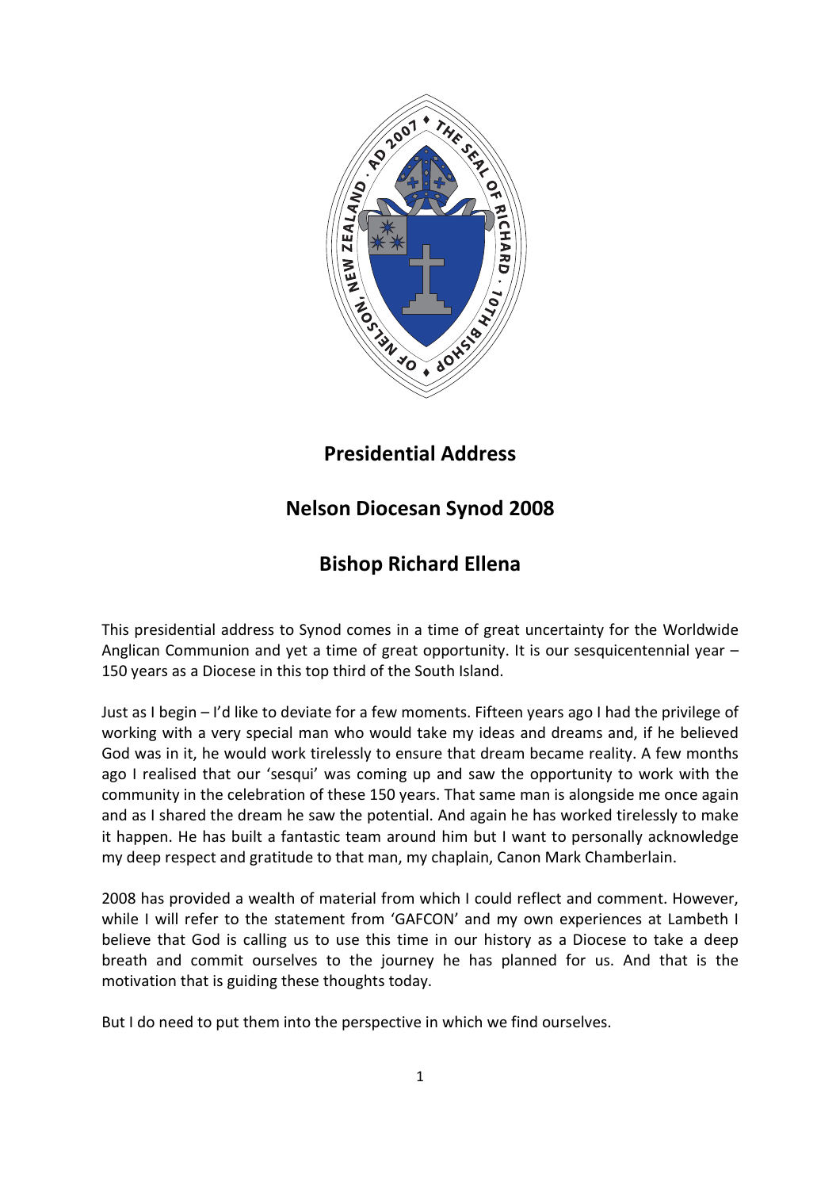# Presidential Address

## Nelson Diocesan Synod 2008

## Bishop Richard Ellena

This presidential address to Synod comes in a time of great uncertainty for the Worldwide Anglican Communion and yet a time of great opportunity. It is our sesquicentennial year – 150 years as a Diocese in this top third of the South Island.

Just as I begin – I'd like to deviate for a few moments. Fifteen years ago I had the privilege of working with a very special man who would take my ideas and dreams and, if he believed God was in it, he would work tirelessly to ensure that dream became reality. A few months ago I realised that our 'sesqui' was coming up and saw the opportunity to work with the community in the celebration of these 150 years. That same man is alongside me once again and as I shared the dream he saw the potential. And again he has worked tirelessly to make it happen. He has built a fantastic team around him but I want to personally acknowledge my deep respect and gratitude to that man, my chaplain, Canon Mark Chamberlain.

2008 has provided a wealth of material from which I could reflect and comment. However, while I will refer to the statement from 'GAFCON' and my own experiences at Lambeth I believe that God is calling us to use this time in our history as a Diocese to take a deep breath and commit ourselves to the journey he has planned for us. And that is the motivation that is guiding these thoughts today.

But I do need to put them into the perspective in which we find ourselves.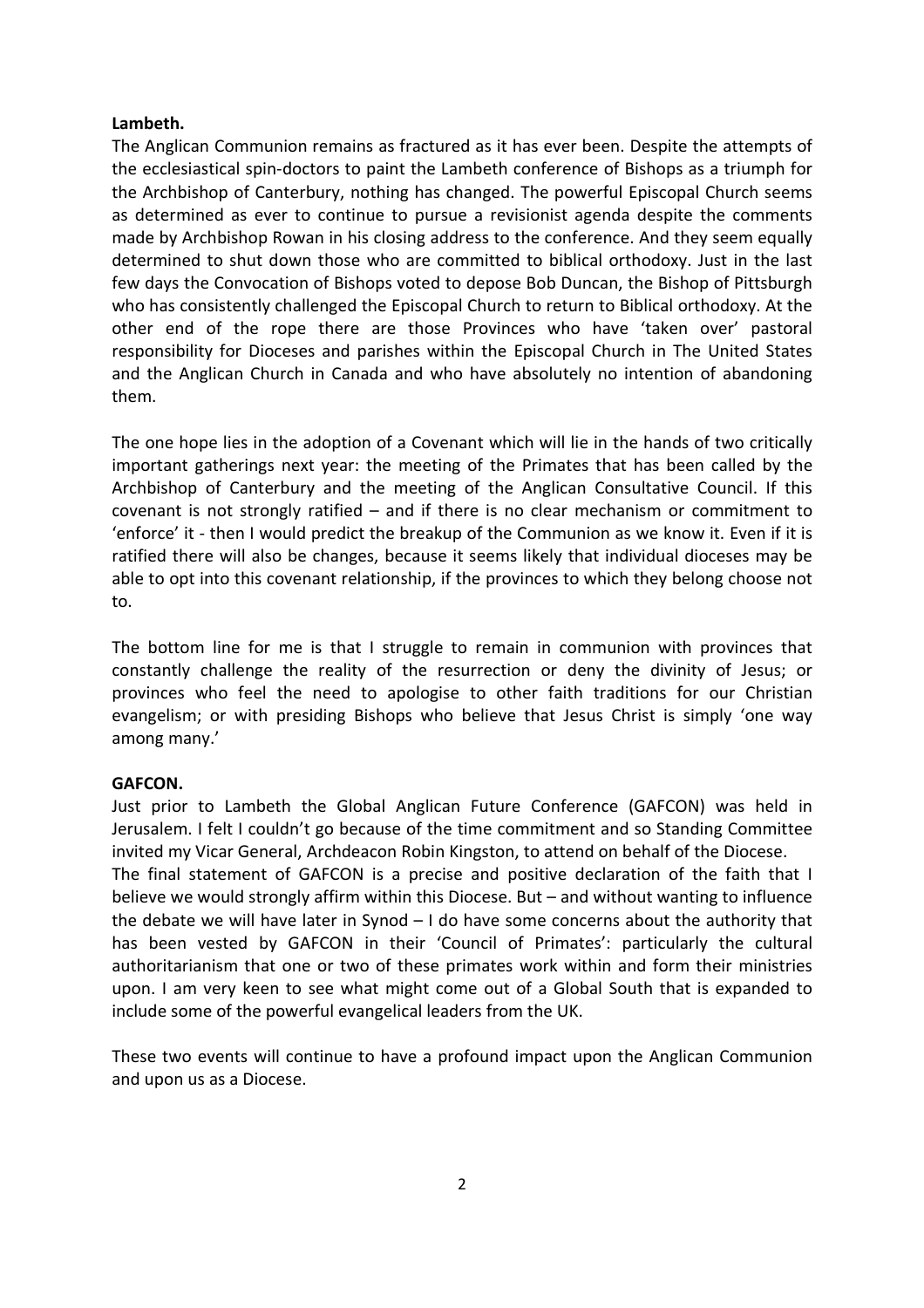**Lambeth.**

The Anglican Communion remains as fractured as it has ever been. Despite the attempts of the ecclesiastical spin-doctors to paint the Lambeth conference of Bishops as a triumph for the Archbishop of Canterbury, nothing has changed. The powerful Episcopal Church seems as determined as ever to continue to pursue a revisionist agenda despite the comments made by Archbishop Rowan in his closing address to the conference. And they seem equally determined to shut down those who are committed to biblical orthodoxy. Just in the last few days the Convocation of Bishops voted to depose Bob Duncan, the Bishop of Pittsburgh who has consistently challenged the Episcopal Church to return to Biblical orthodoxy. At the other end of the rope there are those Provinces who have 'taken over' pastoral responsibility for Dioceses and parishes within the Episcopal Church in The United States and the Anglican Church in Canada and who have absolutely no intention of abandoning them.

The one hope lies in the adoption of a Covenant which will lie in the hands of two critically important gatherings next year: the meeting of the Primates that has been called by the Archbishop of Canterbury and the meeting of the Anglican Consultative Council. If this covenant is not strongly ratified – and if there is no clear mechanism or commitment to 'enforce' it - then I would predict the breakup of the Communion as we know it. Even if it is ratified there will also be changes, because it seems likely that individual dioceses may be able to opt into this covenant relationship, if the provinces to which they belong choose not to.

The bottom line for me is that I struggle to remain in communion with provinces that constantly challenge the reality of the resurrection or deny the divinity of Jesus; or provinces who feel the need to apologise to other faith traditions for our Christian evangelism; or with presiding Bishops who believe that Jesus Christ is simply 'one way among many.'

**GAFCON.**

Just prior to Lambeth the Global Anglican Future Conference (GAFCON) was held in Jerusalem. I felt I couldn't go because of the time commitment and so Standing Committee invited my Vicar General, Archdeacon Robin Kingston, to attend on behalf of the Diocese.

The final statement of GAFCON is a precise and positive declaration of the faith that I believe we would strongly affirm within this Diocese. But – and without wanting to influence the debate we will have later in Synod – I do have some concerns about the authority that has been vested by GAFCON in their 'Council of Primates': particularly the cultural authoritarianism that one or two of these primates work within and form their ministries upon. I am very keen to see what might come out of a Global South that is expanded to include some of the powerful evangelical leaders from the UK.

These two events will continue to have a profound impact upon the Anglican Communion and upon us as a Diocese.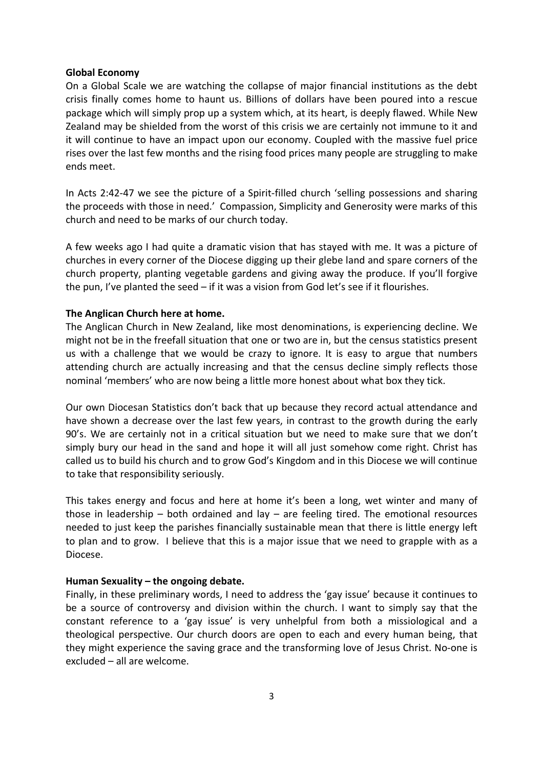**Global Economy**

On a Global Scale we are watching the collapse of major financial institutions as the debt crisis finally comes home to haunt us. Billions of dollars have been poured into a rescue package which will simply prop up a system which, at its heart, is deeply flawed. While New Zealand may be shielded from the worst of this crisis we are certainly not immune to it and it will continue to have an impact upon our economy. Coupled with the massive fuel price rises over the last few months and the rising food prices many people are struggling to make ends meet.

In Acts 2:42-47 we see the picture of a Spirit-filled church 'selling possessions and sharing the proceeds with those in need.' Compassion, Simplicity and Generosity were marks of this church and need to be marks of our church today.

A few weeks ago I had quite a dramatic vision that has stayed with me. It was a picture of churches in every corner of the Diocese digging up their glebe land and spare corners of the church property, planting vegetable gardens and giving away the produce. If you'll forgive the pun, I've planted the seed – if it was a vision from God let's see if it flourishes.

**The Anglican Church here at home.**

The Anglican Church in New Zealand, like most denominations, is experiencing decline. We might not be in the freefall situation that one or two are in, but the census statistics present us with a challenge that we would be crazy to ignore. It is easy to argue that numbers attending church are actually increasing and that the census decline simply reflects those nominal 'members' who are now being a little more honest about what box they tick.

Our own Diocesan Statistics don't back that up because they record actual attendance and have shown a decrease over the last few years, in contrast to the growth during the early 90's. We are certainly not in a critical situation but we need to make sure that we don't simply bury our head in the sand and hope it will all just somehow come right. Christ has called us to build his church and to grow God's Kingdom and in this Diocese we will continue to take that responsibility seriously.

This takes energy and focus and here at home it's been a long, wet winter and many of those in leadership – both ordained and lay – are feeling tired. The emotional resources needed to just keep the parishes financially sustainable mean that there is little energy left to plan and to grow. I believe that this is a major issue that we need to grapple with as a Diocese.

**Human Sexuality – the ongoing debate.**

Finally, in these preliminary words, I need to address the 'gay issue' because it continues to be a source of controversy and division within the church. I want to simply say that the constant reference to a 'gay issue' is very unhelpful from both a missiological and a theological perspective. Our church doors are open to each and every human being, that they might experience the saving grace and the transforming love of Jesus Christ. No-one is excluded – all are welcome.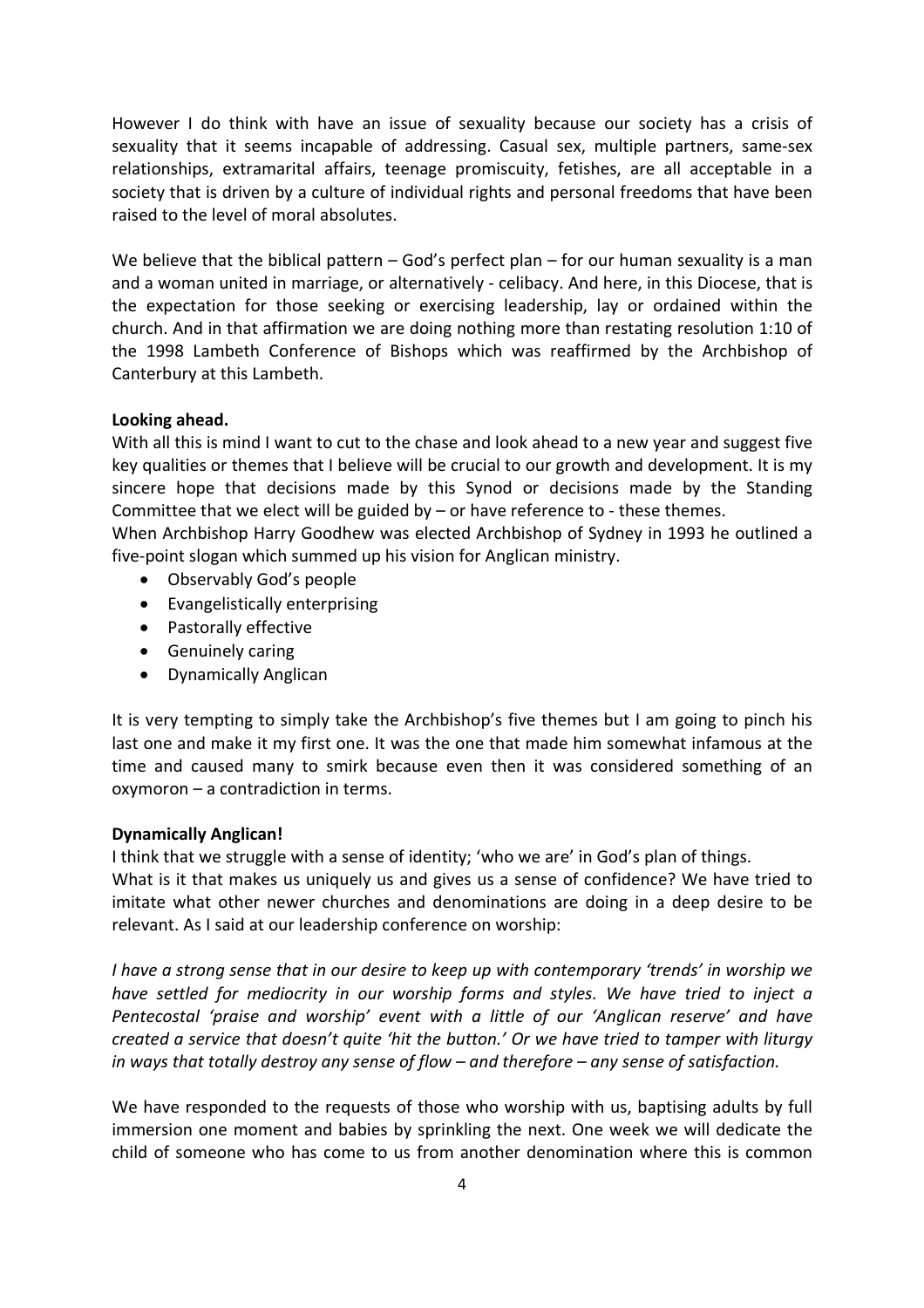However I do think with have an issue of sexuality because our society has a crisis of sexuality that it seems incapable of addressing. Casual sex, multiple partners, same-sex relationships, extramarital affairs, teenage promiscuity, fetishes, are all acceptable in a society that is driven by a culture of individual rights and personal freedoms that have been raised to the level of moral absolutes.

We believe that the biblical pattern – God's perfect plan – for our human sexuality is a man and a woman united in marriage, or alternatively - celibacy. And here, in this Diocese, that is the expectation for those seeking or exercising leadership, lay or ordained within the church. And in that affirmation we are doing nothing more than restating resolution 1:10 of the 1998 Lambeth Conference of Bishops which was reaffirmed by the Archbishop of Canterbury at this Lambeth.

**Looking ahead.**

With all this is mind I want to cut to the chase and look ahead to a new year and suggest five key qualities or themes that I believe will be crucial to our growth and development. It is my sincere hope that decisions made by this Synod or decisions made by the Standing Committee that we elect will be guided by – or have reference to - these themes.

When Archbishop Harry Goodhew was elected Archbishop of Sydney in 1993 he outlined a five-point slogan which summed up his vision for Anglican ministry.

- Observably God's people
- Evangelistically enterprising
- Pastorally effective
- Genuinely caring
- Dynamically Anglican

It is very tempting to simply take the Archbishop's five themes but I am going to pinch his last one and make it my first one. It was the one that made him somewhat infamous at the time and caused many to smirk because even then it was considered something of an oxymoron – a contradiction in terms.

**Dynamically Anglican!**

I think that we struggle with a sense of identity; 'who we are' in God's plan of things.

What is it that makes us uniquely us and gives us a sense of confidence? We have tried to imitate what other newer churches and denominations are doing in a deep desire to be relevant. As I said at our leadership conference on worship:

*I have a strong sense that in our desire to keep up with contemporary 'trends' in worship we have settled for mediocrity in our worship forms and styles. We have tried to inject a Pentecostal 'praise and worship' event with a little of our 'Anglican reserve' and have created a service that doesn't quite 'hit the button.' Or we have tried to tamper with liturgy in ways that totally destroy any sense of flow – and therefore – any sense of satisfaction.*

We have responded to the requests of those who worship with us, baptising adults by full immersion one moment and babies by sprinkling the next. One week we will dedicate the child of someone who has come to us from another denomination where this is common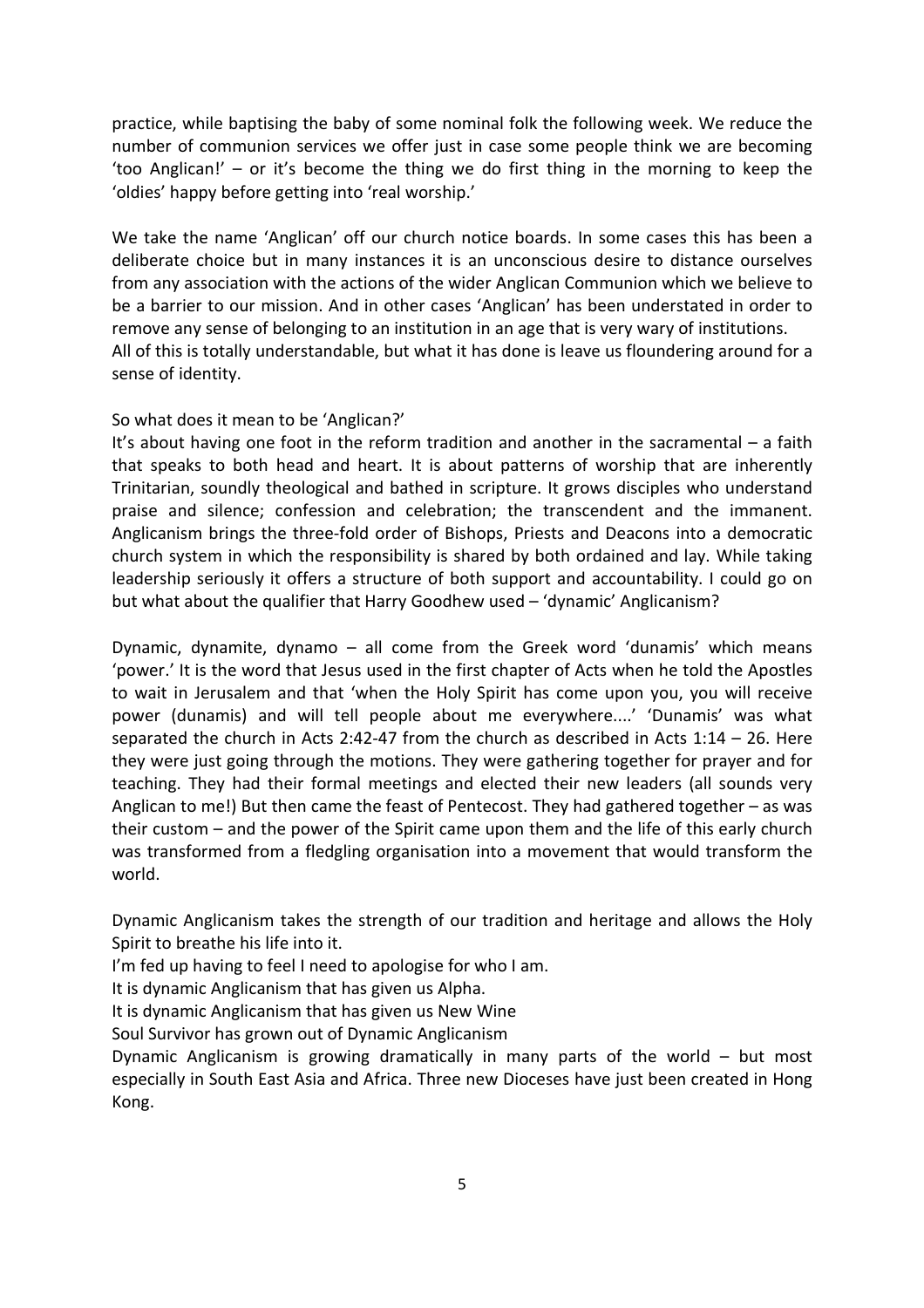practice, while baptising the baby of some nominal folk the following week. We reduce the number of communion services we offer just in case some people think we are becoming 'too Anglican!' – or it's become the thing we do first thing in the morning to keep the 'oldies' happy before getting into 'real worship.'

We take the name 'Anglican' off our church notice boards. In some cases this has been a deliberate choice but in many instances it is an unconscious desire to distance ourselves from any association with the actions of the wider Anglican Communion which we believe to be a barrier to our mission. And in other cases 'Anglican' has been understated in order to remove any sense of belonging to an institution in an age that is very wary of institutions.
All of this is totally understandable, but what it has done is leave us floundering around for a sense of identity.

So what does it mean to be 'Anglican?'
It's about having one foot in the reform tradition and another in the sacramental – a faith that speaks to both head and heart. It is about patterns of worship that are inherently Trinitarian, soundly theological and bathed in scripture. It grows disciples who understand praise and silence; confession and celebration; the transcendent and the immanent. Anglicanism brings the three-fold order of Bishops, Priests and Deacons into a democratic church system in which the responsibility is shared by both ordained and lay. While taking leadership seriously it offers a structure of both support and accountability. I could go on but what about the qualifier that Harry Goodhew used – 'dynamic' Anglicanism?

Dynamic, dynamite, dynamo – all come from the Greek word 'dunamis' which means 'power.' It is the word that Jesus used in the first chapter of Acts when he told the Apostles to wait in Jerusalem and that 'when the Holy Spirit has come upon you, you will receive power (dunamis) and will tell people about me everywhere....' 'Dunamis' was what separated the church in Acts 2:42-47 from the church as described in Acts 1:14 – 26. Here they were just going through the motions. They were gathering together for prayer and for teaching. They had their formal meetings and elected their new leaders (all sounds very Anglican to me!) But then came the feast of Pentecost. They had gathered together – as was their custom – and the power of the Spirit came upon them and the life of this early church was transformed from a fledgling organisation into a movement that would transform the world.

Dynamic Anglicanism takes the strength of our tradition and heritage and allows the Holy Spirit to breathe his life into it.
I'm fed up having to feel I need to apologise for who I am.
It is dynamic Anglicanism that has given us Alpha.
It is dynamic Anglicanism that has given us New Wine
Soul Survivor has grown out of Dynamic Anglicanism
Dynamic Anglicanism is growing dramatically in many parts of the world – but most especially in South East Asia and Africa. Three new Dioceses have just been created in Hong Kong.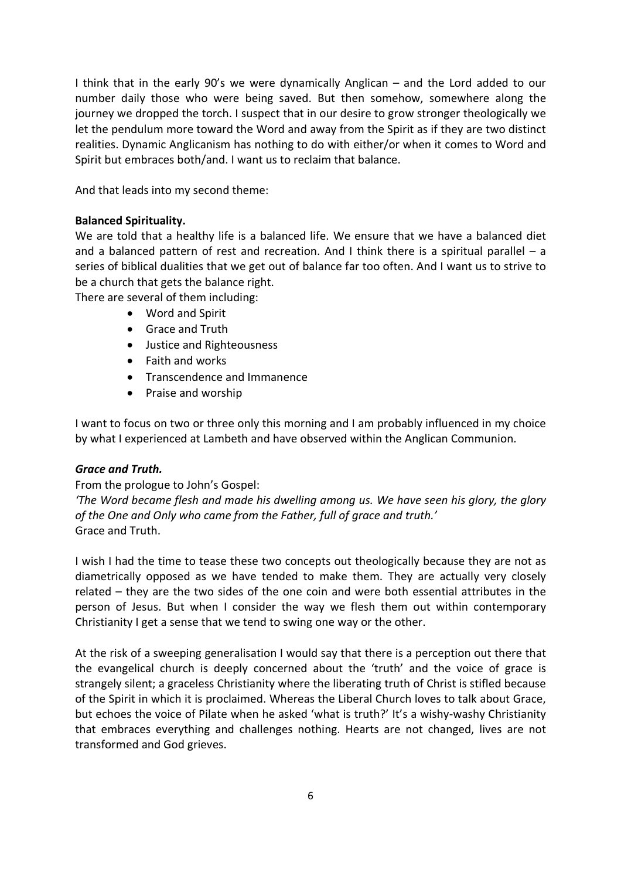I think that in the early 90's we were dynamically Anglican – and the Lord added to our number daily those who were being saved. But then somehow, somewhere along the journey we dropped the torch. I suspect that in our desire to grow stronger theologically we let the pendulum more toward the Word and away from the Spirit as if they are two distinct realities. Dynamic Anglicanism has nothing to do with either/or when it comes to Word and Spirit but embraces both/and. I want us to reclaim that balance.

And that leads into my second theme:

**Balanced Spirituality.**

We are told that a healthy life is a balanced life. We ensure that we have a balanced diet and a balanced pattern of rest and recreation. And I think there is a spiritual parallel – a series of biblical dualities that we get out of balance far too often. And I want us to strive to be a church that gets the balance right.

There are several of them including:

- Word and Spirit
- Grace and Truth
- Justice and Righteousness
- Faith and works
- Transcendence and Immanence
- Praise and worship

I want to focus on two or three only this morning and I am probably influenced in my choice by what I experienced at Lambeth and have observed within the Anglican Communion.

***Grace and Truth.***

From the prologue to John's Gospel:

*'The Word became flesh and made his dwelling among us. We have seen his glory, the glory of the One and Only who came from the Father, full of grace and truth.'*

Grace and Truth.

I wish I had the time to tease these two concepts out theologically because they are not as diametrically opposed as we have tended to make them. They are actually very closely related – they are the two sides of the one coin and were both essential attributes in the person of Jesus. But when I consider the way we flesh them out within contemporary Christianity I get a sense that we tend to swing one way or the other.

At the risk of a sweeping generalisation I would say that there is a perception out there that the evangelical church is deeply concerned about the 'truth' and the voice of grace is strangely silent; a graceless Christianity where the liberating truth of Christ is stifled because of the Spirit in which it is proclaimed. Whereas the Liberal Church loves to talk about Grace, but echoes the voice of Pilate when he asked 'what is truth?' It's a wishy-washy Christianity that embraces everything and challenges nothing. Hearts are not changed, lives are not transformed and God grieves.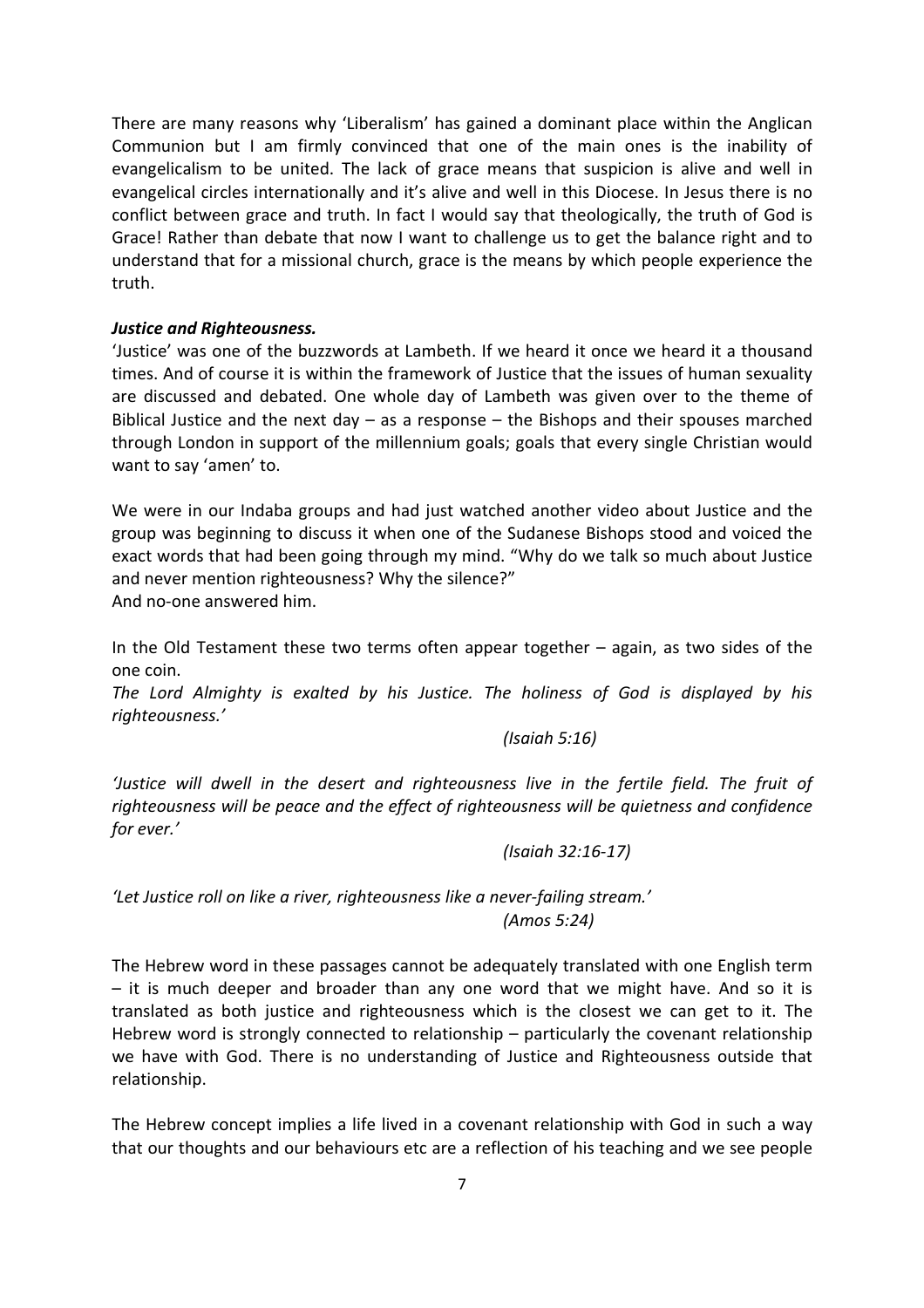There are many reasons why 'Liberalism' has gained a dominant place within the Anglican Communion but I am firmly convinced that one of the main ones is the inability of evangelicalism to be united. The lack of grace means that suspicion is alive and well in evangelical circles internationally and it's alive and well in this Diocese. In Jesus there is no conflict between grace and truth. In fact I would say that theologically, the truth of God is Grace! Rather than debate that now I want to challenge us to get the balance right and to understand that for a missional church, grace is the means by which people experience the truth.

***Justice and Righteousness.***

'Justice' was one of the buzzwords at Lambeth. If we heard it once we heard it a thousand times. And of course it is within the framework of Justice that the issues of human sexuality are discussed and debated. One whole day of Lambeth was given over to the theme of Biblical Justice and the next day – as a response – the Bishops and their spouses marched through London in support of the millennium goals; goals that every single Christian would want to say 'amen' to.

We were in our Indaba groups and had just watched another video about Justice and the group was beginning to discuss it when one of the Sudanese Bishops stood and voiced the exact words that had been going through my mind. "Why do we talk so much about Justice and never mention righteousness? Why the silence?"
And no-one answered him.

In the Old Testament these two terms often appear together – again, as two sides of the one coin.

*The Lord Almighty is exalted by his Justice. The holiness of God is displayed by his righteousness.'*

*(Isaiah 5:16)*

*'Justice will dwell in the desert and righteousness live in the fertile field. The fruit of righteousness will be peace and the effect of righteousness will be quietness and confidence for ever.'*

*(Isaiah 32:16-17)*

*'Let Justice roll on like a river, righteousness like a never-failing stream.'*

*(Amos 5:24)*

The Hebrew word in these passages cannot be adequately translated with one English term – it is much deeper and broader than any one word that we might have. And so it is translated as both justice and righteousness which is the closest we can get to it. The Hebrew word is strongly connected to relationship – particularly the covenant relationship we have with God. There is no understanding of Justice and Righteousness outside that relationship.

The Hebrew concept implies a life lived in a covenant relationship with God in such a way that our thoughts and our behaviours etc are a reflection of his teaching and we see people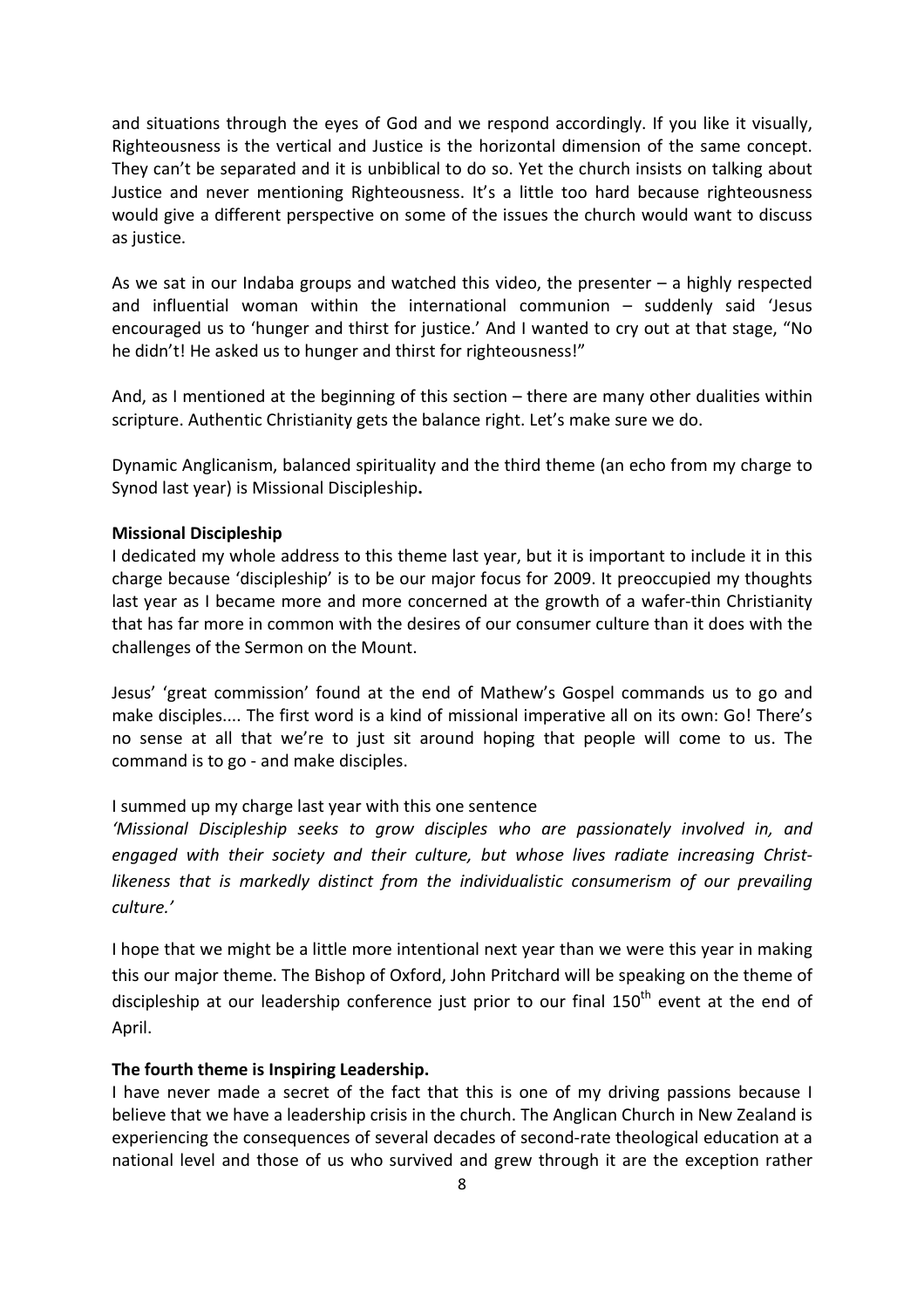and situations through the eyes of God and we respond accordingly. If you like it visually, Righteousness is the vertical and Justice is the horizontal dimension of the same concept. They can't be separated and it is unbiblical to do so. Yet the church insists on talking about Justice and never mentioning Righteousness. It's a little too hard because righteousness would give a different perspective on some of the issues the church would want to discuss as justice.

As we sat in our Indaba groups and watched this video, the presenter – a highly respected and influential woman within the international communion – suddenly said 'Jesus encouraged us to 'hunger and thirst for justice.' And I wanted to cry out at that stage, "No he didn't! He asked us to hunger and thirst for righteousness!"

And, as I mentioned at the beginning of this section – there are many other dualities within scripture. Authentic Christianity gets the balance right. Let's make sure we do.

Dynamic Anglicanism, balanced spirituality and the third theme (an echo from my charge to Synod last year) is Missional Discipleship**.**

**Missional Discipleship**

I dedicated my whole address to this theme last year, but it is important to include it in this charge because 'discipleship' is to be our major focus for 2009. It preoccupied my thoughts last year as I became more and more concerned at the growth of a wafer-thin Christianity that has far more in common with the desires of our consumer culture than it does with the challenges of the Sermon on the Mount.

Jesus' 'great commission' found at the end of Mathew's Gospel commands us to go and make disciples.... The first word is a kind of missional imperative all on its own: Go! There's no sense at all that we're to just sit around hoping that people will come to us. The command is to go - and make disciples.

I summed up my charge last year with this one sentence

*'Missional Discipleship seeks to grow disciples who are passionately involved in, and engaged with their society and their culture, but whose lives radiate increasing Christ-likeness that is markedly distinct from the individualistic consumerism of our prevailing culture.'*

I hope that we might be a little more intentional next year than we were this year in making this our major theme. The Bishop of Oxford, John Pritchard will be speaking on the theme of discipleship at our leadership conference just prior to our final 150th event at the end of April.

**The fourth theme is Inspiring Leadership.**

I have never made a secret of the fact that this is one of my driving passions because I believe that we have a leadership crisis in the church. The Anglican Church in New Zealand is experiencing the consequences of several decades of second-rate theological education at a national level and those of us who survived and grew through it are the exception rather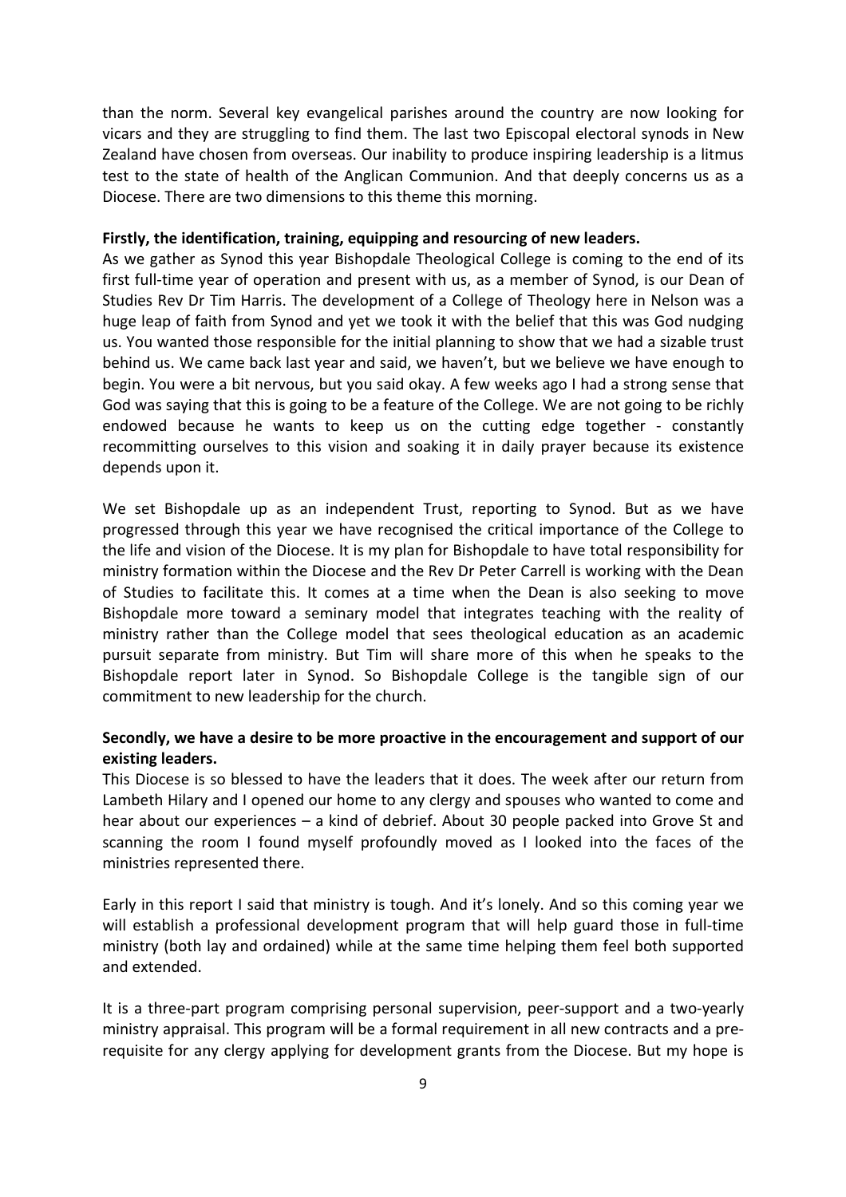than the norm. Several key evangelical parishes around the country are now looking for vicars and they are struggling to find them. The last two Episcopal electoral synods in New Zealand have chosen from overseas. Our inability to produce inspiring leadership is a litmus test to the state of health of the Anglican Communion. And that deeply concerns us as a Diocese. There are two dimensions to this theme this morning.

**Firstly, the identification, training, equipping and resourcing of new leaders.**

As we gather as Synod this year Bishopdale Theological College is coming to the end of its first full-time year of operation and present with us, as a member of Synod, is our Dean of Studies Rev Dr Tim Harris. The development of a College of Theology here in Nelson was a huge leap of faith from Synod and yet we took it with the belief that this was God nudging us. You wanted those responsible for the initial planning to show that we had a sizable trust behind us. We came back last year and said, we haven't, but we believe we have enough to begin. You were a bit nervous, but you said okay. A few weeks ago I had a strong sense that God was saying that this is going to be a feature of the College. We are not going to be richly endowed because he wants to keep us on the cutting edge together - constantly recommitting ourselves to this vision and soaking it in daily prayer because its existence depends upon it.

We set Bishopdale up as an independent Trust, reporting to Synod. But as we have progressed through this year we have recognised the critical importance of the College to the life and vision of the Diocese. It is my plan for Bishopdale to have total responsibility for ministry formation within the Diocese and the Rev Dr Peter Carrell is working with the Dean of Studies to facilitate this. It comes at a time when the Dean is also seeking to move Bishopdale more toward a seminary model that integrates teaching with the reality of ministry rather than the College model that sees theological education as an academic pursuit separate from ministry. But Tim will share more of this when he speaks to the Bishopdale report later in Synod. So Bishopdale College is the tangible sign of our commitment to new leadership for the church.

**Secondly, we have a desire to be more proactive in the encouragement and support of our existing leaders.**

This Diocese is so blessed to have the leaders that it does. The week after our return from Lambeth Hilary and I opened our home to any clergy and spouses who wanted to come and hear about our experiences – a kind of debrief. About 30 people packed into Grove St and scanning the room I found myself profoundly moved as I looked into the faces of the ministries represented there.

Early in this report I said that ministry is tough. And it's lonely. And so this coming year we will establish a professional development program that will help guard those in full-time ministry (both lay and ordained) while at the same time helping them feel both supported and extended.

It is a three-part program comprising personal supervision, peer-support and a two-yearly ministry appraisal. This program will be a formal requirement in all new contracts and a pre-requisite for any clergy applying for development grants from the Diocese. But my hope is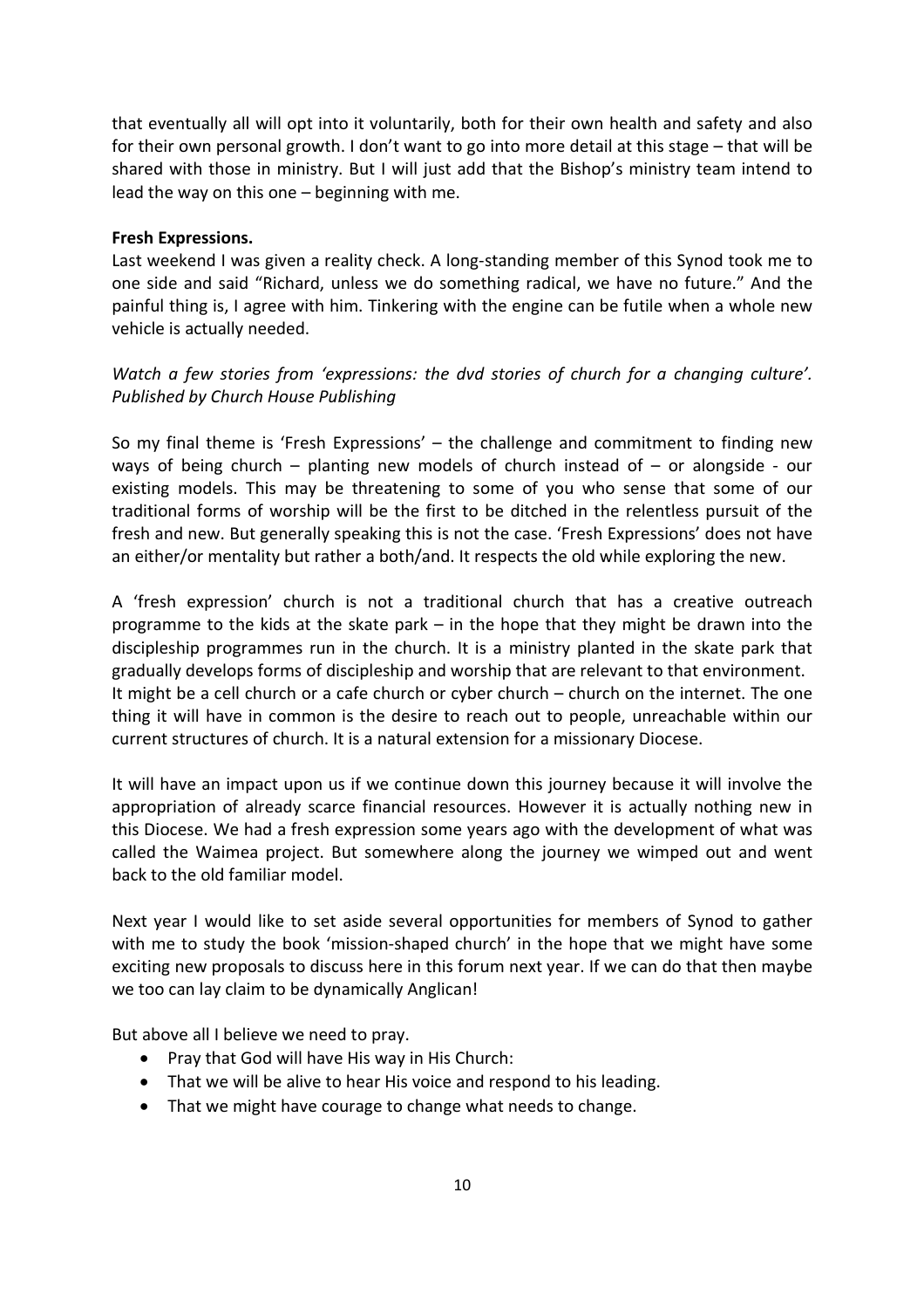that eventually all will opt into it voluntarily, both for their own health and safety and also for their own personal growth. I don't want to go into more detail at this stage – that will be shared with those in ministry. But I will just add that the Bishop's ministry team intend to lead the way on this one – beginning with me.

**Fresh Expressions.**

Last weekend I was given a reality check. A long-standing member of this Synod took me to one side and said "Richard, unless we do something radical, we have no future." And the painful thing is, I agree with him. Tinkering with the engine can be futile when a whole new vehicle is actually needed.

*Watch a few stories from 'expressions: the dvd stories of church for a changing culture'. Published by Church House Publishing*

So my final theme is 'Fresh Expressions' – the challenge and commitment to finding new ways of being church – planting new models of church instead of – or alongside - our existing models. This may be threatening to some of you who sense that some of our traditional forms of worship will be the first to be ditched in the relentless pursuit of the fresh and new. But generally speaking this is not the case. 'Fresh Expressions' does not have an either/or mentality but rather a both/and. It respects the old while exploring the new.

A 'fresh expression' church is not a traditional church that has a creative outreach programme to the kids at the skate park – in the hope that they might be drawn into the discipleship programmes run in the church. It is a ministry planted in the skate park that gradually develops forms of discipleship and worship that are relevant to that environment. It might be a cell church or a cafe church or cyber church – church on the internet. The one thing it will have in common is the desire to reach out to people, unreachable within our current structures of church. It is a natural extension for a missionary Diocese.

It will have an impact upon us if we continue down this journey because it will involve the appropriation of already scarce financial resources. However it is actually nothing new in this Diocese. We had a fresh expression some years ago with the development of what was called the Waimea project. But somewhere along the journey we wimped out and went back to the old familiar model.

Next year I would like to set aside several opportunities for members of Synod to gather with me to study the book 'mission-shaped church' in the hope that we might have some exciting new proposals to discuss here in this forum next year. If we can do that then maybe we too can lay claim to be dynamically Anglican!

But above all I believe we need to pray.

- Pray that God will have His way in His Church:
- That we will be alive to hear His voice and respond to his leading.
- That we might have courage to change what needs to change.